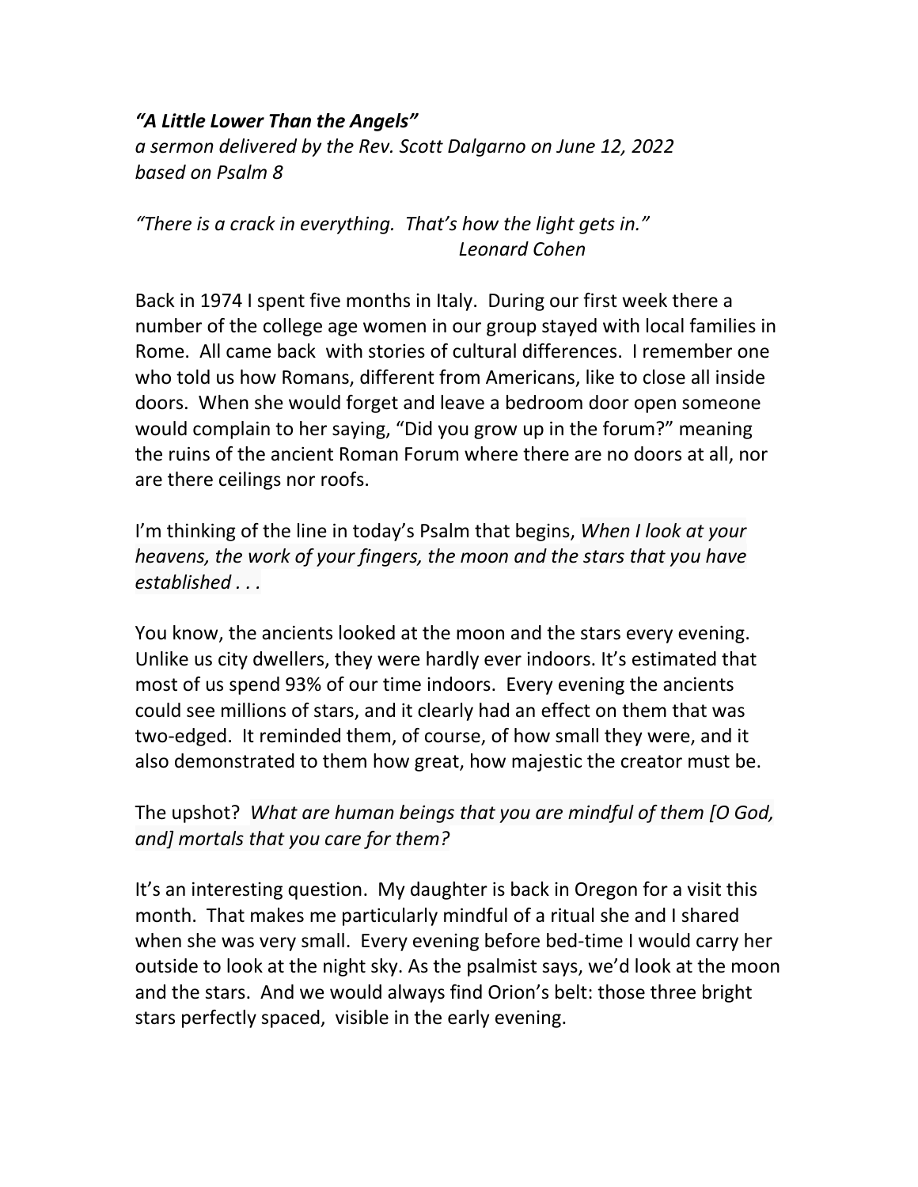***"A Little Lower Than the Angels"***

*a sermon delivered by the Rev. Scott Dalgarno on June 12, 2022*
*based on Psalm 8*

*"There is a crack in everything. That's how the light gets in."*
*Leonard Cohen*

Back in 1974 I spent five months in Italy. During our first week there a number of the college age women in our group stayed with local families in Rome. All came back with stories of cultural differences. I remember one who told us how Romans, different from Americans, like to close all inside doors. When she would forget and leave a bedroom door open someone would complain to her saying, "Did you grow up in the forum?" meaning the ruins of the ancient Roman Forum where there are no doors at all, nor are there ceilings nor roofs.

I'm thinking of the line in today's Psalm that begins, *When I look at your heavens, the work of your fingers, the moon and the stars that you have established . . .*

You know, the ancients looked at the moon and the stars every evening. Unlike us city dwellers, they were hardly ever indoors. It's estimated that most of us spend 93% of our time indoors. Every evening the ancients could see millions of stars, and it clearly had an effect on them that was two-edged. It reminded them, of course, of how small they were, and it also demonstrated to them how great, how majestic the creator must be.

The upshot? *What are human beings that you are mindful of them [O God, and] mortals that you care for them?*

It's an interesting question. My daughter is back in Oregon for a visit this month. That makes me particularly mindful of a ritual she and I shared when she was very small. Every evening before bed-time I would carry her outside to look at the night sky. As the psalmist says, we'd look at the moon and the stars. And we would always find Orion's belt: those three bright stars perfectly spaced, visible in the early evening.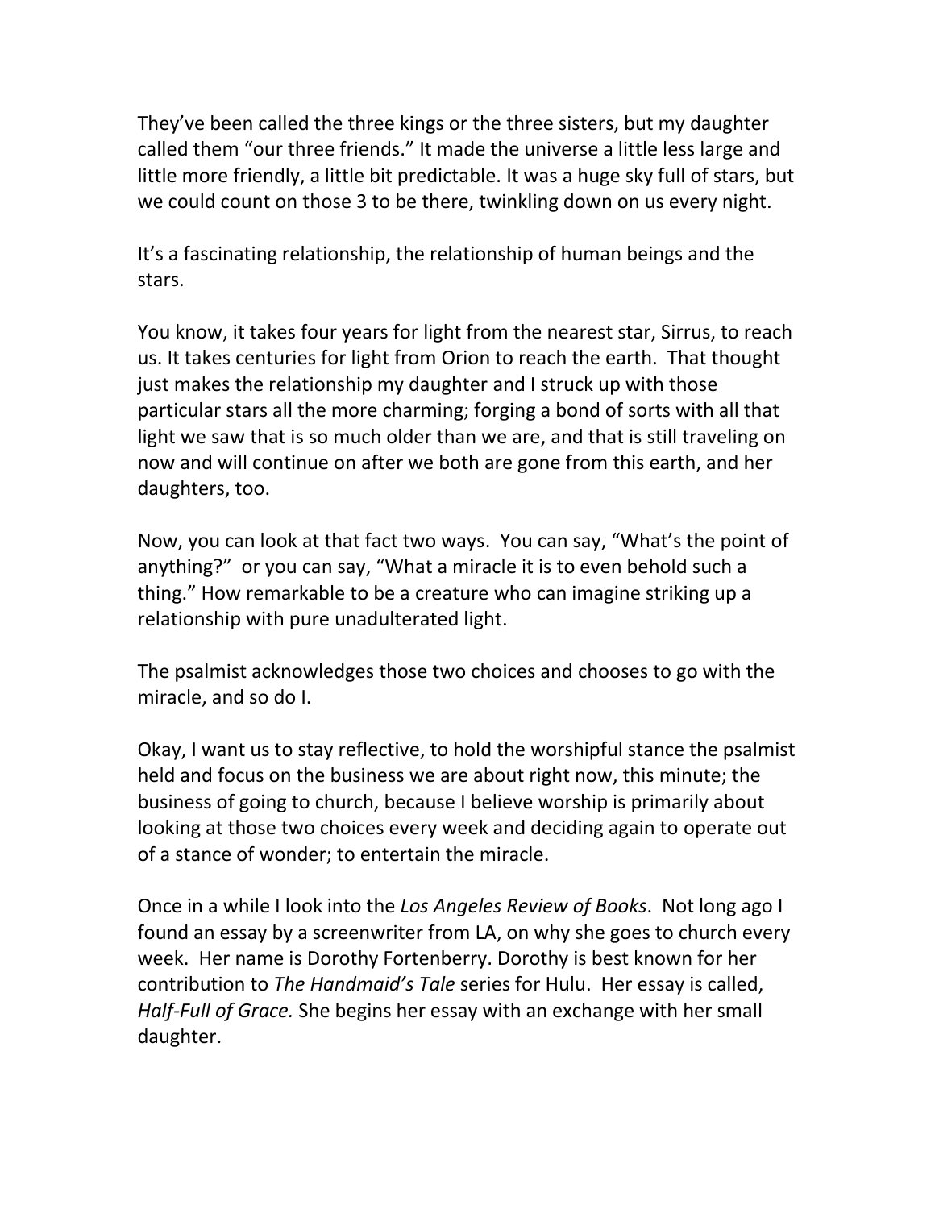They've been called the three kings or the three sisters, but my daughter called them "our three friends." It made the universe a little less large and little more friendly, a little bit predictable. It was a huge sky full of stars, but we could count on those 3 to be there, twinkling down on us every night.

It's a fascinating relationship, the relationship of human beings and the stars.

You know, it takes four years for light from the nearest star, Sirrus, to reach us. It takes centuries for light from Orion to reach the earth. That thought just makes the relationship my daughter and I struck up with those particular stars all the more charming; forging a bond of sorts with all that light we saw that is so much older than we are, and that is still traveling on now and will continue on after we both are gone from this earth, and her daughters, too.

Now, you can look at that fact two ways. You can say, "What's the point of anything?" or you can say, "What a miracle it is to even behold such a thing." How remarkable to be a creature who can imagine striking up a relationship with pure unadulterated light.

The psalmist acknowledges those two choices and chooses to go with the miracle, and so do I.

Okay, I want us to stay reflective, to hold the worshipful stance the psalmist held and focus on the business we are about right now, this minute; the business of going to church, because I believe worship is primarily about looking at those two choices every week and deciding again to operate out of a stance of wonder; to entertain the miracle.

Once in a while I look into the *Los Angeles Review of Books*. Not long ago I found an essay by a screenwriter from LA, on why she goes to church every week. Her name is Dorothy Fortenberry. Dorothy is best known for her contribution to *The Handmaid's Tale* series for Hulu. Her essay is called, *Half-Full of Grace.* She begins her essay with an exchange with her small daughter.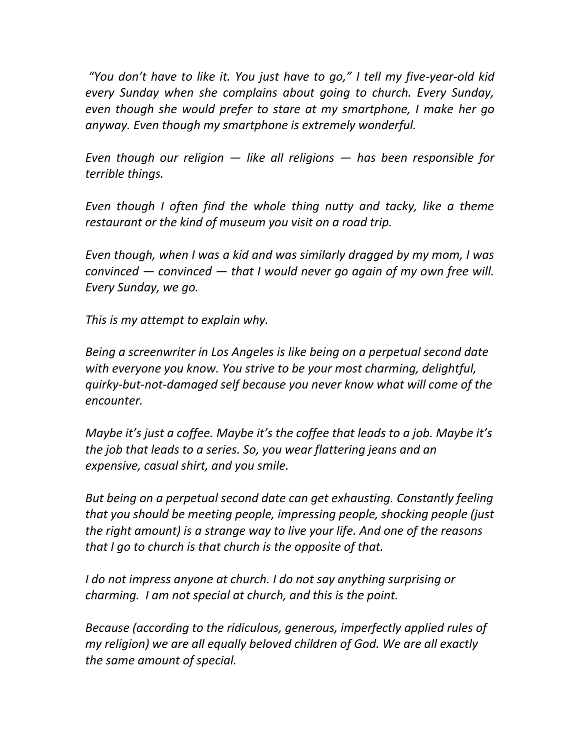*"You don't have to like it. You just have to go," I tell my five-year-old kid every Sunday when she complains about going to church. Every Sunday, even though she would prefer to stare at my smartphone, I make her go anyway. Even though my smartphone is extremely wonderful.*

*Even though our religion — like all religions — has been responsible for terrible things.*

*Even though I often find the whole thing nutty and tacky, like a theme restaurant or the kind of museum you visit on a road trip.*

*Even though, when I was a kid and was similarly dragged by my mom, I was convinced — convinced — that I would never go again of my own free will. Every Sunday, we go.*

*This is my attempt to explain why.*

*Being a screenwriter in Los Angeles is like being on a perpetual second date with everyone you know. You strive to be your most charming, delightful, quirky-but-not-damaged self because you never know what will come of the encounter.*

*Maybe it's just a coffee. Maybe it's the coffee that leads to a job. Maybe it's the job that leads to a series. So, you wear flattering jeans and an expensive, casual shirt, and you smile.*

*But being on a perpetual second date can get exhausting. Constantly feeling that you should be meeting people, impressing people, shocking people (just the right amount) is a strange way to live your life. And one of the reasons that I go to church is that church is the opposite of that.*

*I do not impress anyone at church. I do not say anything surprising or charming. I am not special at church, and this is the point.*

*Because (according to the ridiculous, generous, imperfectly applied rules of my religion) we are all equally beloved children of God. We are all exactly the same amount of special.*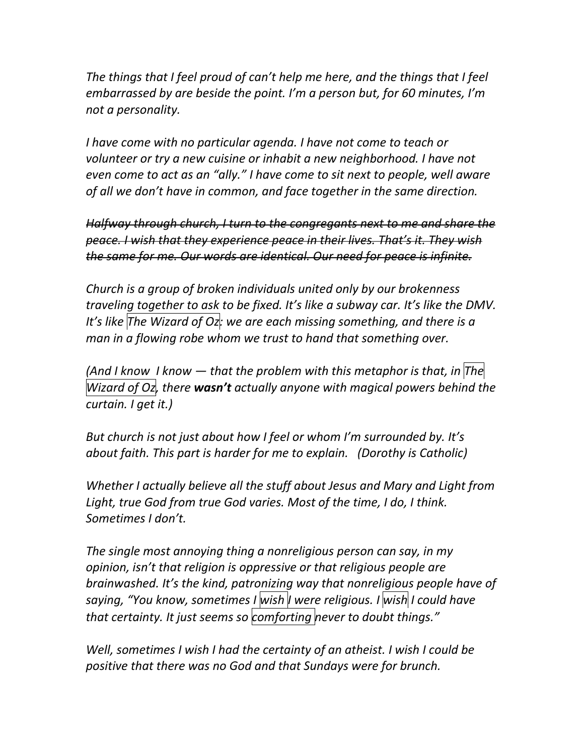*The things that I feel proud of can't help me here, and the things that I feel embarrassed by are beside the point. I'm a person but, for 60 minutes, I'm not a personality.*

*I have come with no particular agenda. I have not come to teach or volunteer or try a new cuisine or inhabit a new neighborhood. I have not even come to act as an "ally." I have come to sit next to people, well aware of all we don't have in common, and face together in the same direction.*

*~~Halfway through church, I turn to the congregants next to me and share the peace. I wish that they experience peace in their lives. That's it. They wish the same for me. Our words are identical. Our need for peace is infinite.~~*

*Church is a group of broken individuals united only by our brokenness traveling together to ask to be fixed. It's like a subway car. It's like the DMV. It's like The Wizard of Oz: we are each missing something, and there is a man in a flowing robe whom we trust to hand that something over.*

*(And I know I know — that the problem with this metaphor is that, in The Wizard of Oz, there **wasn't** actually anyone with magical powers behind the curtain. I get it.)*

*But church is not just about how I feel or whom I'm surrounded by. It's about faith. This part is harder for me to explain. (Dorothy is Catholic)*

*Whether I actually believe all the stuff about Jesus and Mary and Light from Light, true God from true God varies. Most of the time, I do, I think. Sometimes I don't.*

*The single most annoying thing a nonreligious person can say, in my opinion, isn't that religion is oppressive or that religious people are brainwashed. It's the kind, patronizing way that nonreligious people have of saying, "You know, sometimes I wish I were religious. I wish I could have that certainty. It just seems so comforting never to doubt things."*

*Well, sometimes I wish I had the certainty of an atheist. I wish I could be positive that there was no God and that Sundays were for brunch.*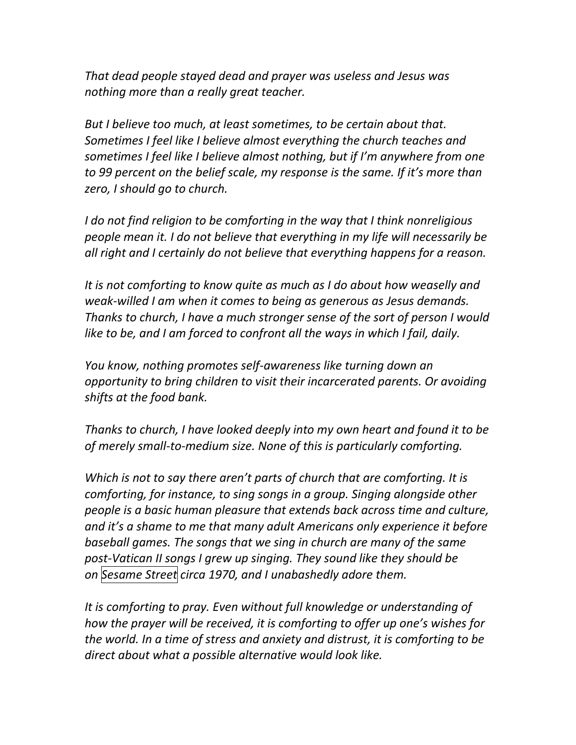*That dead people stayed dead and prayer was useless and Jesus was nothing more than a really great teacher.*

*But I believe too much, at least sometimes, to be certain about that. Sometimes I feel like I believe almost everything the church teaches and sometimes I feel like I believe almost nothing, but if I'm anywhere from one to 99 percent on the belief scale, my response is the same. If it's more than zero, I should go to church.*

*I do not find religion to be comforting in the way that I think nonreligious people mean it. I do not believe that everything in my life will necessarily be all right and I certainly do not believe that everything happens for a reason.*

*It is not comforting to know quite as much as I do about how weaselly and weak-willed I am when it comes to being as generous as Jesus demands. Thanks to church, I have a much stronger sense of the sort of person I would like to be, and I am forced to confront all the ways in which I fail, daily.*

*You know, nothing promotes self-awareness like turning down an opportunity to bring children to visit their incarcerated parents. Or avoiding shifts at the food bank.*

*Thanks to church, I have looked deeply into my own heart and found it to be of merely small-to-medium size. None of this is particularly comforting.*

*Which is not to say there aren't parts of church that are comforting. It is comforting, for instance, to sing songs in a group. Singing alongside other people is a basic human pleasure that extends back across time and culture, and it's a shame to me that many adult Americans only experience it before baseball games. The songs that we sing in church are many of the same post-Vatican II songs I grew up singing. They sound like they should be on Sesame Street circa 1970, and I unabashedly adore them.*

*It is comforting to pray. Even without full knowledge or understanding of how the prayer will be received, it is comforting to offer up one's wishes for the world. In a time of stress and anxiety and distrust, it is comforting to be direct about what a possible alternative would look like.*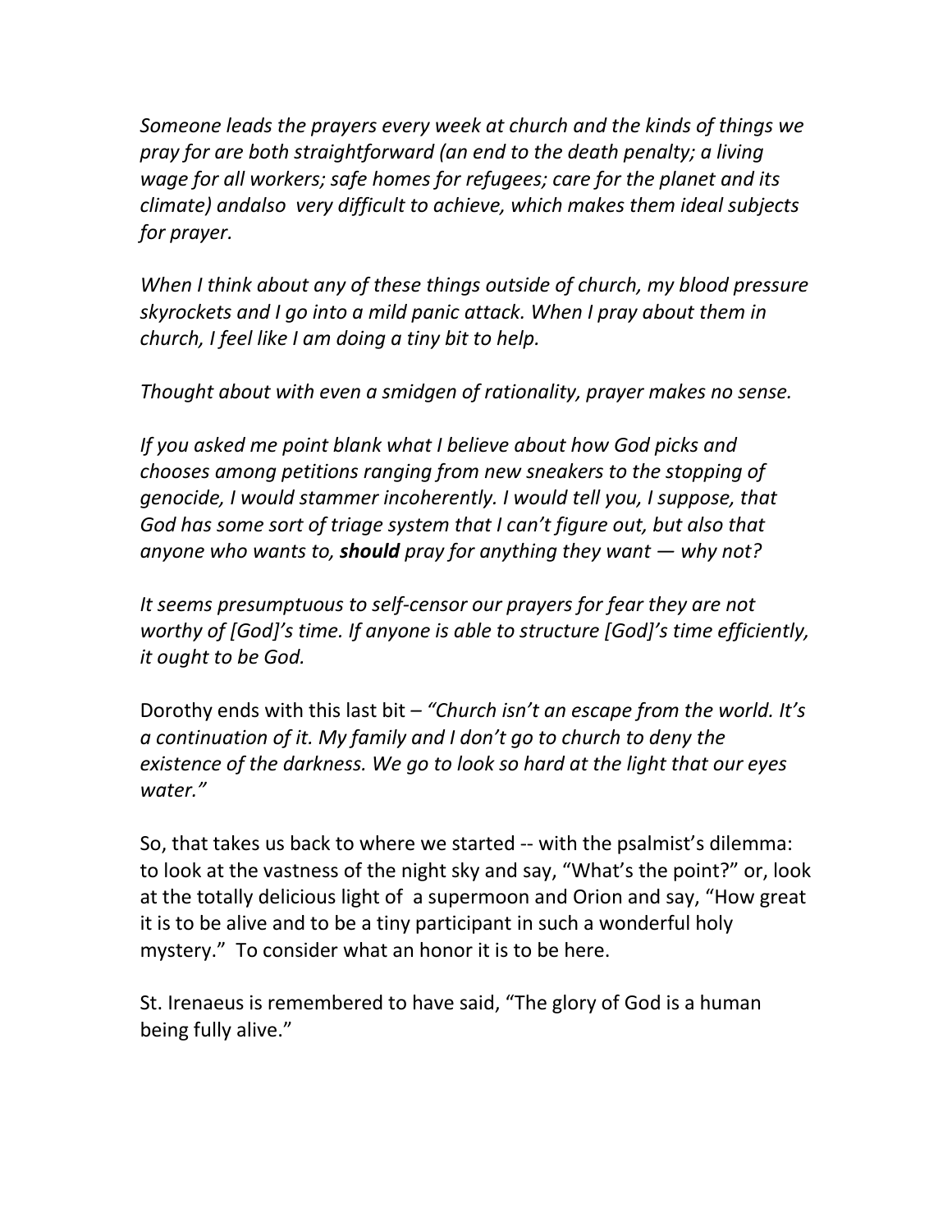*Someone leads the prayers every week at church and the kinds of things we pray for are both straightforward (an end to the death penalty; a living wage for all workers; safe homes for refugees; care for the planet and its climate) andalso very difficult to achieve, which makes them ideal subjects for prayer.*

*When I think about any of these things outside of church, my blood pressure skyrockets and I go into a mild panic attack. When I pray about them in church, I feel like I am doing a tiny bit to help.*

*Thought about with even a smidgen of rationality, prayer makes no sense.*

*If you asked me point blank what I believe about how God picks and chooses among petitions ranging from new sneakers to the stopping of genocide, I would stammer incoherently. I would tell you, I suppose, that God has some sort of triage system that I can't figure out, but also that anyone who wants to,* ***should*** *pray for anything they want — why not?*

*It seems presumptuous to self-censor our prayers for fear they are not worthy of [God]'s time. If anyone is able to structure [God]'s time efficiently, it ought to be God.*

Dorothy ends with this last bit – *"Church isn't an escape from the world. It's a continuation of it. My family and I don't go to church to deny the existence of the darkness. We go to look so hard at the light that our eyes water."*

So, that takes us back to where we started -- with the psalmist's dilemma: to look at the vastness of the night sky and say, "What's the point?" or, look at the totally delicious light of a supermoon and Orion and say, "How great it is to be alive and to be a tiny participant in such a wonderful holy mystery." To consider what an honor it is to be here.

St. Irenaeus is remembered to have said, "The glory of God is a human being fully alive."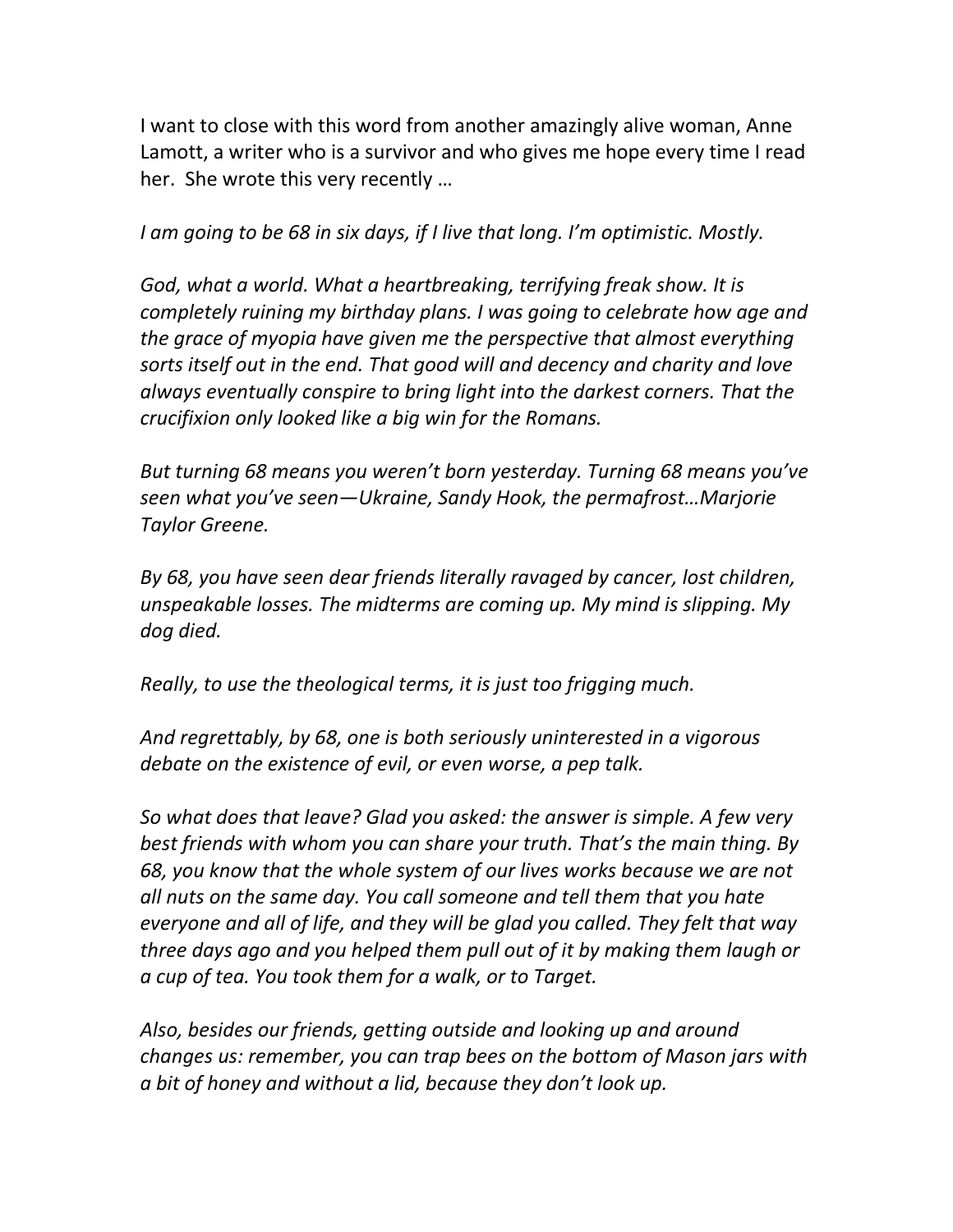I want to close with this word from another amazingly alive woman, Anne Lamott, a writer who is a survivor and who gives me hope every time I read her. She wrote this very recently …

*I am going to be 68 in six days, if I live that long. I'm optimistic. Mostly.*

*God, what a world. What a heartbreaking, terrifying freak show. It is completely ruining my birthday plans. I was going to celebrate how age and the grace of myopia have given me the perspective that almost everything sorts itself out in the end. That good will and decency and charity and love always eventually conspire to bring light into the darkest corners. That the crucifixion only looked like a big win for the Romans.*

*But turning 68 means you weren't born yesterday. Turning 68 means you've seen what you've seen—Ukraine, Sandy Hook, the permafrost…Marjorie Taylor Greene.*

*By 68, you have seen dear friends literally ravaged by cancer, lost children, unspeakable losses. The midterms are coming up. My mind is slipping. My dog died.*

*Really, to use the theological terms, it is just too frigging much.*

*And regrettably, by 68, one is both seriously uninterested in a vigorous debate on the existence of evil, or even worse, a pep talk.*

*So what does that leave? Glad you asked: the answer is simple. A few very best friends with whom you can share your truth. That's the main thing. By 68, you know that the whole system of our lives works because we are not all nuts on the same day. You call someone and tell them that you hate everyone and all of life, and they will be glad you called. They felt that way three days ago and you helped them pull out of it by making them laugh or a cup of tea. You took them for a walk, or to Target.*

*Also, besides our friends, getting outside and looking up and around changes us: remember, you can trap bees on the bottom of Mason jars with a bit of honey and without a lid, because they don't look up.*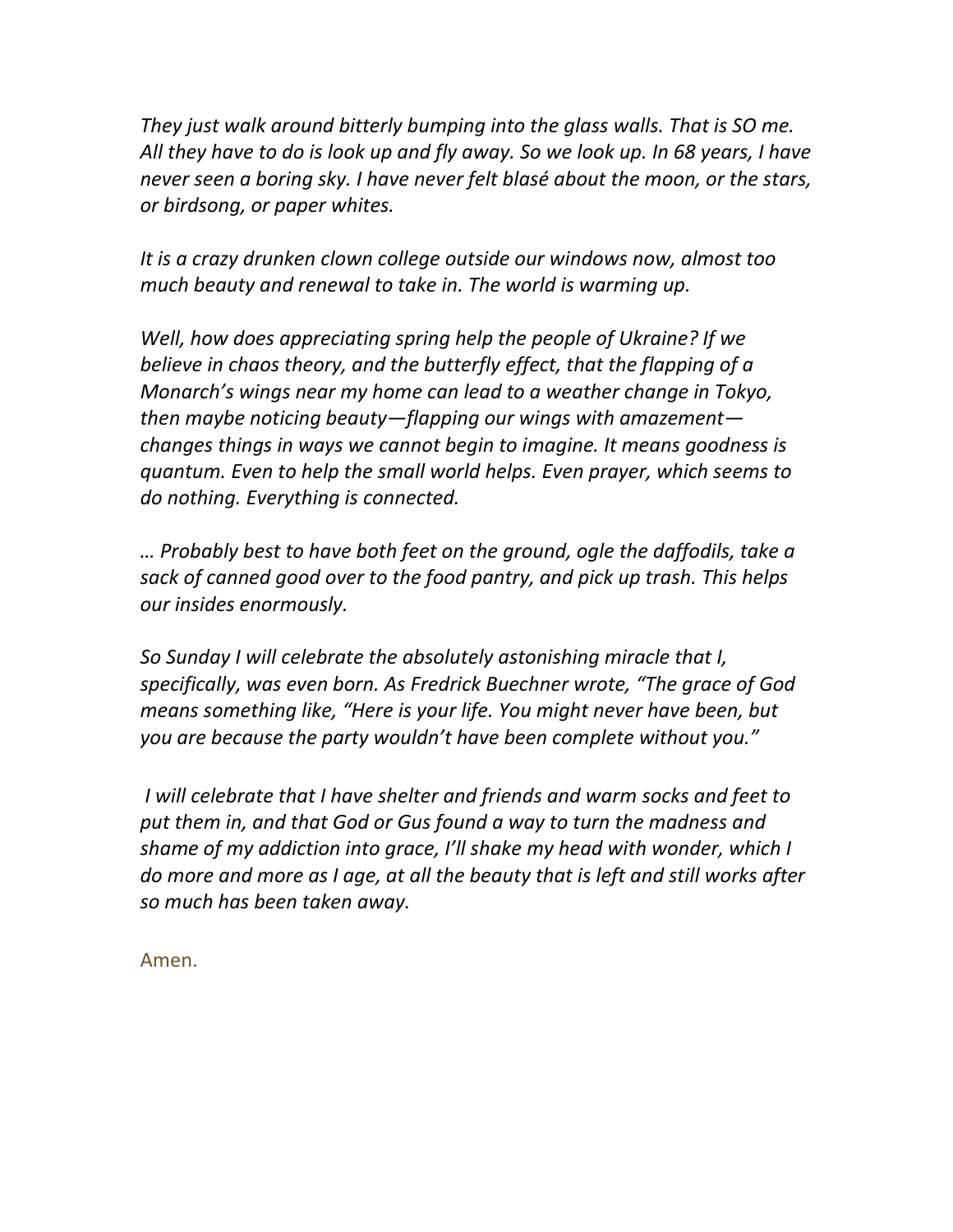*They just walk around bitterly bumping into the glass walls. That is SO me. All they have to do is look up and fly away. So we look up. In 68 years, I have never seen a boring sky. I have never felt blasé about the moon, or the stars, or birdsong, or paper whites.*

*It is a crazy drunken clown college outside our windows now, almost too much beauty and renewal to take in. The world is warming up.*

*Well, how does appreciating spring help the people of Ukraine? If we believe in chaos theory, and the butterfly effect, that the flapping of a Monarch's wings near my home can lead to a weather change in Tokyo, then maybe noticing beauty—flapping our wings with amazement—changes things in ways we cannot begin to imagine. It means goodness is quantum. Even to help the small world helps. Even prayer, which seems to do nothing. Everything is connected.*

*… Probably best to have both feet on the ground, ogle the daffodils, take a sack of canned good over to the food pantry, and pick up trash. This helps our insides enormously.*

*So Sunday I will celebrate the absolutely astonishing miracle that I, specifically, was even born. As Fredrick Buechner wrote, "The grace of God means something like, "Here is your life. You might never have been, but you are because the party wouldn't have been complete without you."*

*I will celebrate that I have shelter and friends and warm socks and feet to put them in, and that God or Gus found a way to turn the madness and shame of my addiction into grace, I'll shake my head with wonder, which I do more and more as I age, at all the beauty that is left and still works after so much has been taken away.*

Amen.